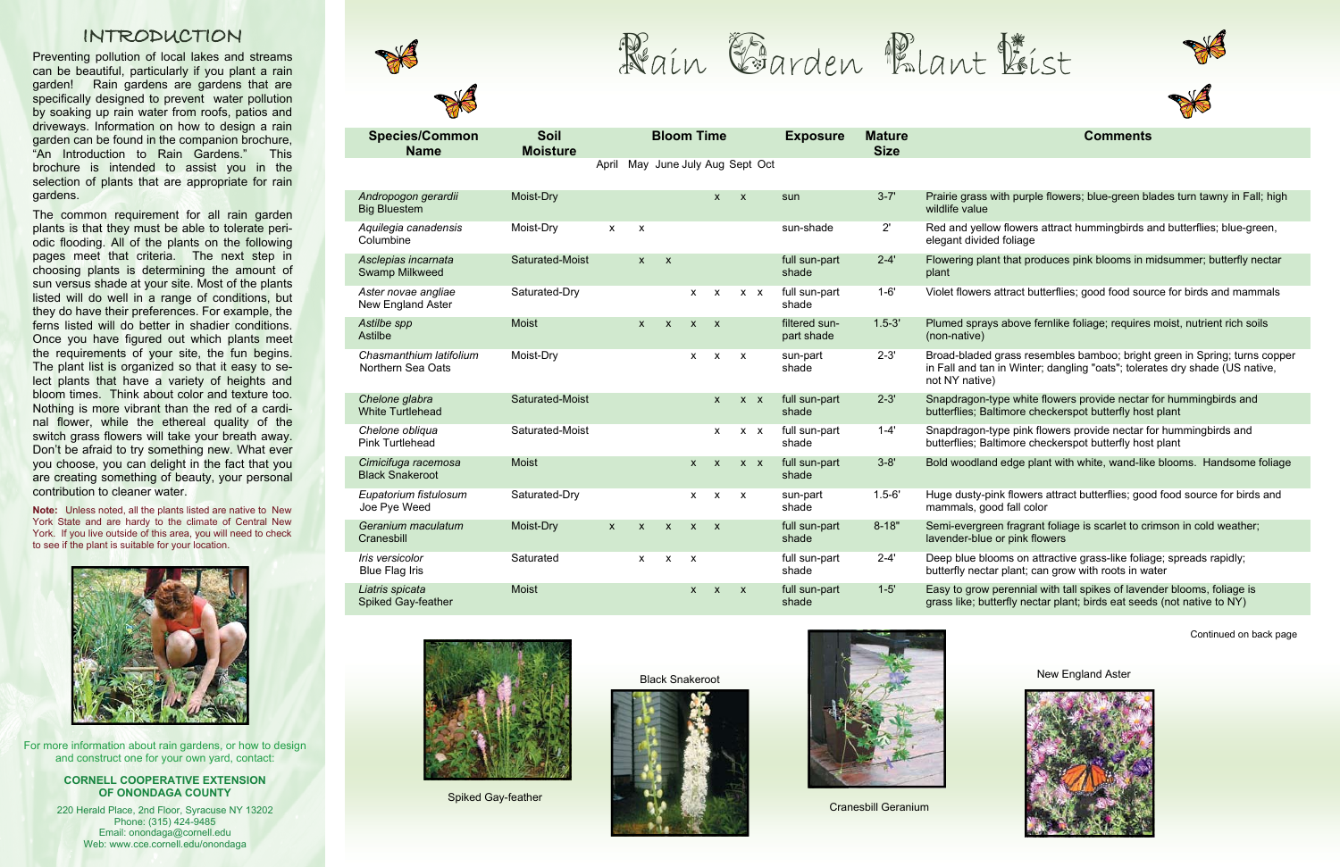## INTRODUCTION

Preventing pollution of local lakes and streams can be beautiful, particularly if you plant a rain garden! Rain gardens are gardens that are specifically designed to prevent water pollution by soaking up rain water from roofs, patios and driveways. Information on how to design a rain garden can be found in the companion brochure, "An Introduction to Rain Gardens." This brochure is intended to assist you in the selection of plants that are appropriate for rain gardens.

The common requirement for all rain garden plants is that they must be able to tolerate periodic flooding. All of the plants on the following pages meet that criteria. The next step in choosing plants is determining the amount of sun versus shade at your site. Most of the plants listed will do well in a range of conditions, but they do have their preferences. For example, the ferns listed will do better in shadier conditions. Once you have figured out which plants meet the requirements of your site, the fun begins. The plant list is organized so that it easy to select plants that have a variety of heights and bloom times. Think about color and texture too. Nothing is more vibrant than the red of a cardinal flower, while the ethereal quality of the switch grass flowers will take your breath away. Don't be afraid to try something new. Whatever you choose, you can delight in the fact that you are creating something of beauty, your personal contribution to cleaner water.

**Note:** Unless noted, all the plants listed are native to New York State and are hardy to the climate of Central New York. If you live outside of this area, you will need to check to see if the plant is suitable for your location.

For more information about rain gardens, or how to design and construct one for your own yard, contact:

**CORNELL COOPERATIVE EXTENSION OF ONONDAGA COUNTY**

220 Herald Place, 2nd Floor, Syracuse NY 13202
Phone: (315) 424-9485
Email: onondaga@cornell.edu
Web: www.cce.cornell.edu/onondaga

# Rain Garden Plant List

| Species/Common Name | Soil Moisture | Bloom Time | | | | | | | Exposure | Mature Size | Comments |
|---|---|---|---|---|---|---|---|---|---|---|---|
| | | April | May | June | July | Aug | Sept | Oct | | | |
| *Andropogon gerardii* Big Bluestem | Moist-Dry | | | | | x | x | | sun | 3-7' | Prairie grass with purple flowers; blue-green blades turn tawny in Fall; high wildlife value |
| *Aquilegia canadensis* Columbine | Moist-Dry | x | x | | | | | | sun-shade | 2' | Red and yellow flowers attract hummingbirds and butterflies; blue-green, elegant divided foliage |
| *Asclepias incarnata* Swamp Milkweed | Saturated-Moist | | x | x | | | | | full sun-part shade | 2-4' | Flowering plant that produces pink blooms in midsummer; butterfly nectar plant |
| *Aster novae angliae* New England Aster | Saturated-Dry | | | | x | x | x | x | full sun-part shade | 1-6' | Violet flowers attract butterflies; good food source for birds and mammals |
| *Astilbe spp* Astilbe | Moist | | x | x | x | x | | | filtered sun-part shade | 1.5-3' | Plumed sprays above fernlike foliage; requires moist, nutrient rich soils (non-native) |
| *Chasmanthium latifolium* Northern Sea Oats | Moist-Dry | | | | x | x | x | | sun-part shade | 2-3' | Broad-bladed grass resembles bamboo; bright green in Spring; turns copper in Fall and tan in Winter; dangling "oats"; tolerates dry shade (US native, not NY native) |
| *Chelone glabra* White Turtlehead | Saturated-Moist | | | | | x | x | x | full sun-part shade | 2-3' | Snapdragon-type white flowers provide nectar for hummingbirds and butterflies; Baltimore checkerspot butterfly host plant |
| *Chelone obliqua* Pink Turtlehead | Saturated-Moist | | | | | x | x | x | full sun-part shade | 1-4' | Snapdragon-type pink flowers provide nectar for hummingbirds and butterflies; Baltimore checkerspot butterfly host plant |
| *Cimicifuga racemosa* Black Snakeroot | Moist | | | | x | x | x | x | full sun-part shade | 3-8' | Bold woodland edge plant with white, wand-like blooms. Handsome foliage |
| *Eupatorium fistulosum* Joe Pye Weed | Saturated-Dry | | | | x | x | x | | sun-part shade | 1.5-6' | Huge dusty-pink flowers attract butterflies; good food source for birds and mammals, good fall color |
| *Geranium maculatum* Cranesbill | Moist-Dry | x | x | x | x | x | | | full sun-part shade | 8-18" | Semi-evergreen fragrant foliage is scarlet to crimson in cold weather; lavender-blue or pink flowers |
| *Iris versicolor* Blue Flag Iris | Saturated | | x | x | x | | | | full sun-part shade | 2-4' | Deep blue blooms on attractive grass-like foliage; spreads rapidly; butterfly nectar plant; can grow with roots in water |
| *Liatris spicata* Spiked Gay-feather | Moist | | | | x | x | x | | full sun-part shade | 1-5' | Easy to grow perennial with tall spikes of lavender blooms, foliage is grass like; butterfly nectar plant; birds eat seeds (not native to NY) |

Continued on back page

Spiked Gay-feather

Black Snakeroot

Cranesbill Geranium

New England Aster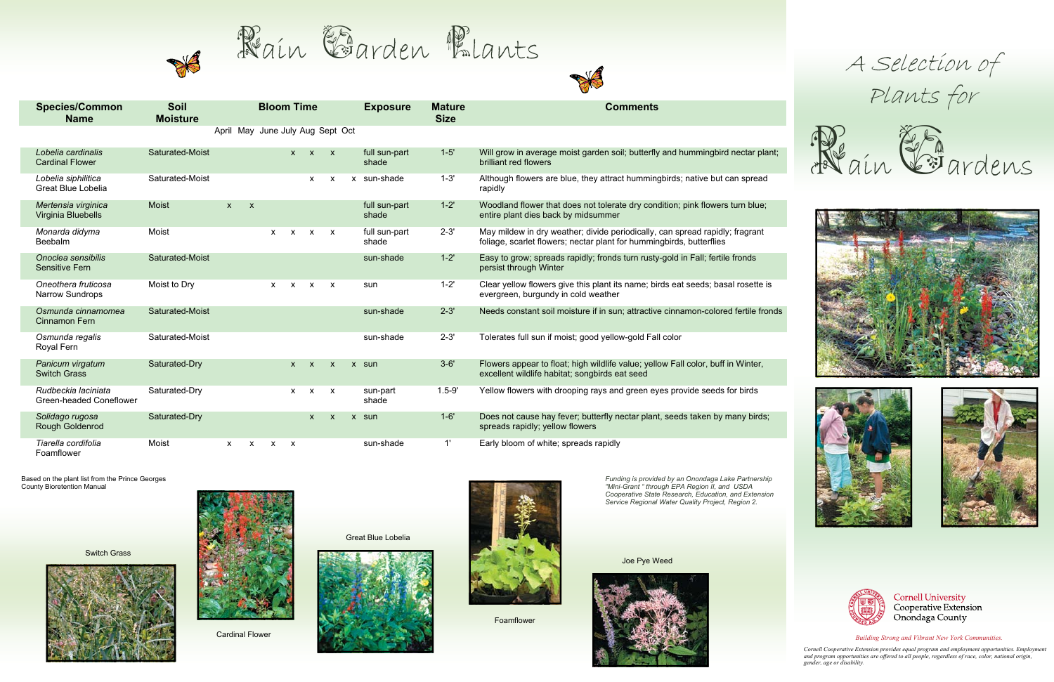# Rain Garden Plants

| Species/Common Name | Soil Moisture | Bloom Time: April | May | June | July | Aug | Sept | Oct | Exposure | Mature Size | Comments |
|---|---|---|---|---|---|---|---|---|---|---|---|
| *Lobelia cardinalis* Cardinal Flower | Saturated-Moist | | | | x | x | x | | full sun-part shade | 1-5' | Will grow in average moist garden soil; butterfly and hummingbird nectar plant; brilliant red flowers |
| *Lobelia siphilitica* Great Blue Lobelia | Saturated-Moist | | | | | x | x | x | sun-shade | 1-3' | Although flowers are blue, they attract hummingbirds; native but can spread rapidly |
| *Mertensia virginica* Virginia Bluebells | Moist | x | x | | | | | | full sun-part shade | 1-2' | Woodland flower that does not tolerate dry condition; pink flowers turn blue; entire plant dies back by midsummer |
| *Monarda didyma* Beebalm | Moist | | | x | x | x | x | | full sun-part shade | 2-3' | May mildew in dry weather; divide periodically, can spread rapidly; fragrant foliage, scarlet flowers; nectar plant for hummingbirds, butterflies |
| *Onoclea sensibilis* Sensitive Fern | Saturated-Moist | | | | | | | | sun-shade | 1-2' | Easy to grow; spreads rapidly; fronds turn rusty-gold in Fall; fertile fronds persist through Winter |
| *Oneothera fruticosa* Narrow Sundrops | Moist to Dry | | | x | x | x | x | | sun | 1-2' | Clear yellow flowers give this plant its name; birds eat seeds; basal rosette is evergreen, burgundy in cold weather |
| *Osmunda cinnamomea* Cinnamon Fern | Saturated-Moist | | | | | | | | sun-shade | 2-3' | Needs constant soil moisture if in sun; attractive cinnamon-colored fertile fronds |
| *Osmunda regalis* Royal Fern | Saturated-Moist | | | | | | | | sun-shade | 2-3' | Tolerates full sun if moist; good yellow-gold Fall color |
| *Panicum virgatum* Switch Grass | Saturated-Dry | | | | x | x | x | x | sun | 3-6' | Flowers appear to float; high wildlife value; yellow Fall color, buff in Winter, excellent wildlife habitat; songbirds eat seed |
| *Rudbeckia laciniata* Green-headed Coneflower | Saturated-Dry | | | | x | x | x | | sun-part shade | 1.5-9' | Yellow flowers with drooping rays and green eyes provide seeds for birds |
| *Solidago rugosa* Rough Goldenrod | Saturated-Dry | | | | | x | x | x | sun | 1-6' | Does not cause hay fever; butterfly nectar plant, seeds taken by many birds; spreads rapidly; yellow flowers |
| *Tiarella cordifolia* Foamflower | Moist | x | x | x | x | | | | sun-shade | 1' | Early bloom of white; spreads rapidly |

Based on the plant list from the Prince Georges County Bioretention Manual

*Funding is provided by an Onondaga Lake Partnership "Mini-Grant " through EPA Region II, and USDA Cooperative State Research, Education, and Extension Service Regional Water Quality Project, Region 2.*

Switch Grass

Cardinal Flower

Great Blue Lobelia

Foamflower

Joe Pye Weed

# A Selection of Plants for Rain Gardens

Cornell University Cooperative Extension Onondaga County

*Building Strong and Vibrant New York Communities.*

*Cornell Cooperative Extension provides equal program and employment opportunities. Employment and program opportunities are offered to all people, regardless of race, color, national origin, gender, age or disability.*